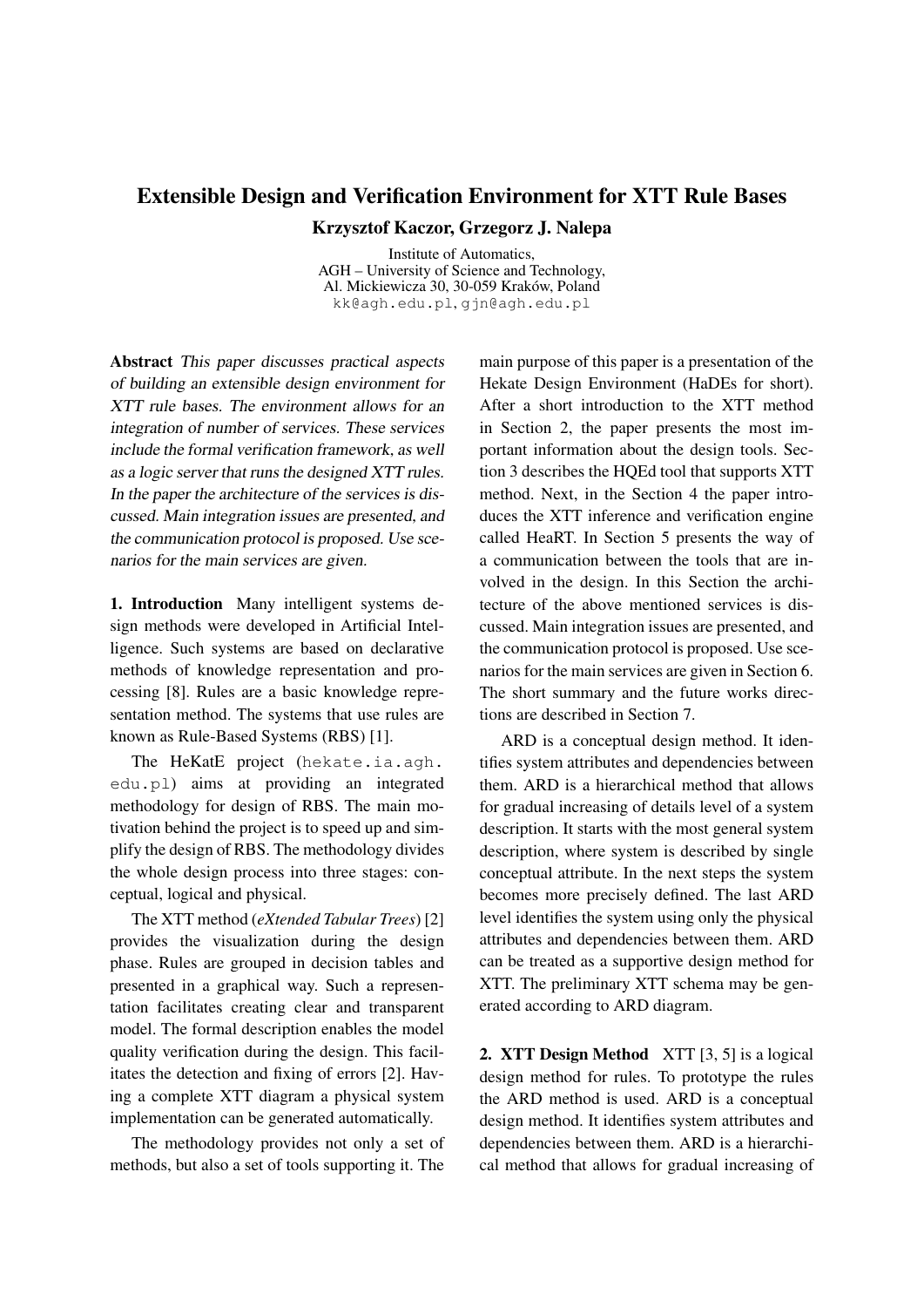# Extensible Design and Verification Environment for XTT Rule Bases

**Krzysztof Kaczor, Grzegorz J. Nalepa**

Institute of Automatics,
AGH – University of Science and Technology,
Al. Mickiewicza 30, 30-059 Kraków, Poland
kk@agh.edu.pl, gjn@agh.edu.pl

**Abstract** *This paper discusses practical aspects of building an extensible design environment for XTT rule bases. The environment allows for an integration of number of services. These services include the formal verification framework, as well as a logic server that runs the designed XTT rules. In the paper the architecture of the services is discussed. Main integration issues are presented, and the communication protocol is proposed. Use scenarios for the main services are given.*

**1. Introduction** Many intelligent systems design methods were developed in Artificial Intelligence. Such systems are based on declarative methods of knowledge representation and processing [8]. Rules are a basic knowledge representation method. The systems that use rules are known as Rule-Based Systems (RBS) [1].

The HeKatE project (hekate.ia.agh.edu.pl) aims at providing an integrated methodology for design of RBS. The main motivation behind the project is to speed up and simplify the design of RBS. The methodology divides the whole design process into three stages: conceptual, logical and physical.

The XTT method (*eXtended Tabular Trees*) [2] provides the visualization during the design phase. Rules are grouped in decision tables and presented in a graphical way. Such a representation facilitates creating clear and transparent model. The formal description enables the model quality verification during the design. This facilitates the detection and fixing of errors [2]. Having a complete XTT diagram a physical system implementation can be generated automatically.

The methodology provides not only a set of methods, but also a set of tools supporting it. The main purpose of this paper is a presentation of the Hekate Design Environment (HaDEs for short). After a short introduction to the XTT method in Section 2, the paper presents the most important information about the design tools. Section 3 describes the HQEd tool that supports XTT method. Next, in the Section 4 the paper introduces the XTT inference and verification engine called HeaRT. In Section 5 presents the way of a communication between the tools that are involved in the design. In this Section the architecture of the above mentioned services is discussed. Main integration issues are presented, and the communication protocol is proposed. Use scenarios for the main services are given in Section 6. The short summary and the future works directions are described in Section 7.

ARD is a conceptual design method. It identifies system attributes and dependencies between them. ARD is a hierarchical method that allows for gradual increasing of details level of a system description. It starts with the most general system description, where system is described by single conceptual attribute. In the next steps the system becomes more precisely defined. The last ARD level identifies the system using only the physical attributes and dependencies between them. ARD can be treated as a supportive design method for XTT. The preliminary XTT schema may be generated according to ARD diagram.

**2. XTT Design Method** XTT [3, 5] is a logical design method for rules. To prototype the rules the ARD method is used. ARD is a conceptual design method. It identifies system attributes and dependencies between them. ARD is a hierarchical method that allows for gradual increasing of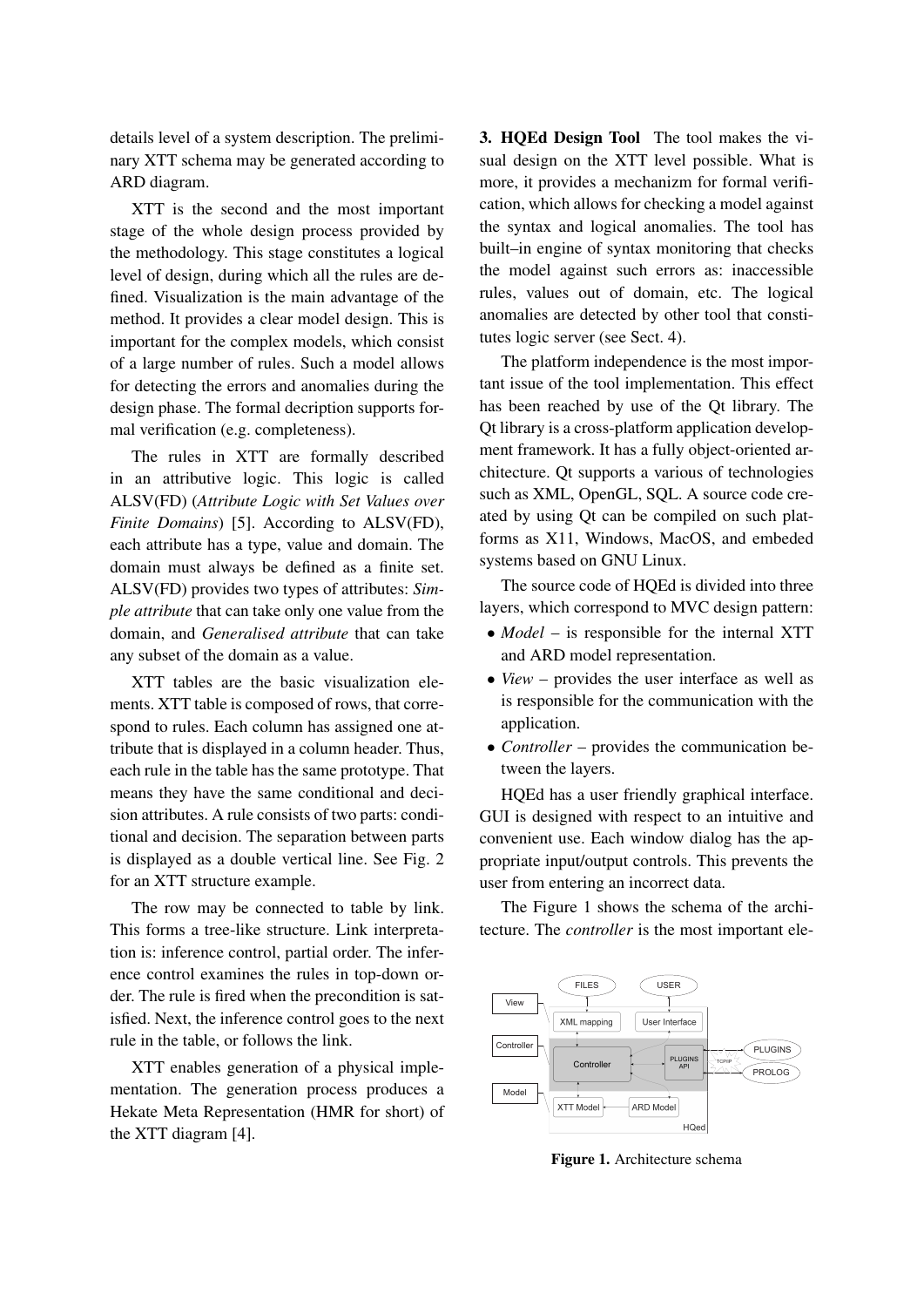details level of a system description. The preliminary XTT schema may be generated according to ARD diagram.

XTT is the second and the most important stage of the whole design process provided by the methodology. This stage constitutes a logical level of design, during which all the rules are defined. Visualization is the main advantage of the method. It provides a clear model design. This is important for the complex models, which consist of a large number of rules. Such a model allows for detecting the errors and anomalies during the design phase. The formal decription supports formal verification (e.g. completeness).

The rules in XTT are formally described in an attributive logic. This logic is called ALSV(FD) (*Attribute Logic with Set Values over Finite Domains*) [5]. According to ALSV(FD), each attribute has a type, value and domain. The domain must always be defined as a finite set. ALSV(FD) provides two types of attributes: *Simple attribute* that can take only one value from the domain, and *Generalised attribute* that can take any subset of the domain as a value.

XTT tables are the basic visualization elements. XTT table is composed of rows, that correspond to rules. Each column has assigned one attribute that is displayed in a column header. Thus, each rule in the table has the same prototype. That means they have the same conditional and decision attributes. A rule consists of two parts: conditional and decision. The separation between parts is displayed as a double vertical line. See Fig. 2 for an XTT structure example.

The row may be connected to table by link. This forms a tree-like structure. Link interpretation is: inference control, partial order. The inference control examines the rules in top-down order. The rule is fired when the precondition is satisfied. Next, the inference control goes to the next rule in the table, or follows the link.

XTT enables generation of a physical implementation. The generation process produces a Hekate Meta Representation (HMR for short) of the XTT diagram [4].

**3. HQEd Design Tool** The tool makes the visual design on the XTT level possible. What is more, it provides a mechanizm for formal verification, which allows for checking a model against the syntax and logical anomalies. The tool has built–in engine of syntax monitoring that checks the model against such errors as: inaccessible rules, values out of domain, etc. The logical anomalies are detected by other tool that constitutes logic server (see Sect. 4).

The platform independence is the most important issue of the tool implementation. This effect has been reached by use of the Qt library. The Qt library is a cross-platform application development framework. It has a fully object-oriented architecture. Qt supports a various of technologies such as XML, OpenGL, SQL. A source code created by using Qt can be compiled on such platforms as X11, Windows, MacOS, and embeded systems based on GNU Linux.

The source code of HQEd is divided into three layers, which correspond to MVC design pattern:

- *Model* – is responsible for the internal XTT and ARD model representation.
- *View* – provides the user interface as well as is responsible for the communication with the application.
- *Controller* – provides the communication between the layers.

HQEd has a user friendly graphical interface. GUI is designed with respect to an intuitive and convenient use. Each window dialog has the appropriate input/output controls. This prevents the user from entering an incorrect data.

The Figure 1 shows the schema of the architecture. The *controller* is the most important ele-

**Figure 1.** Architecture schema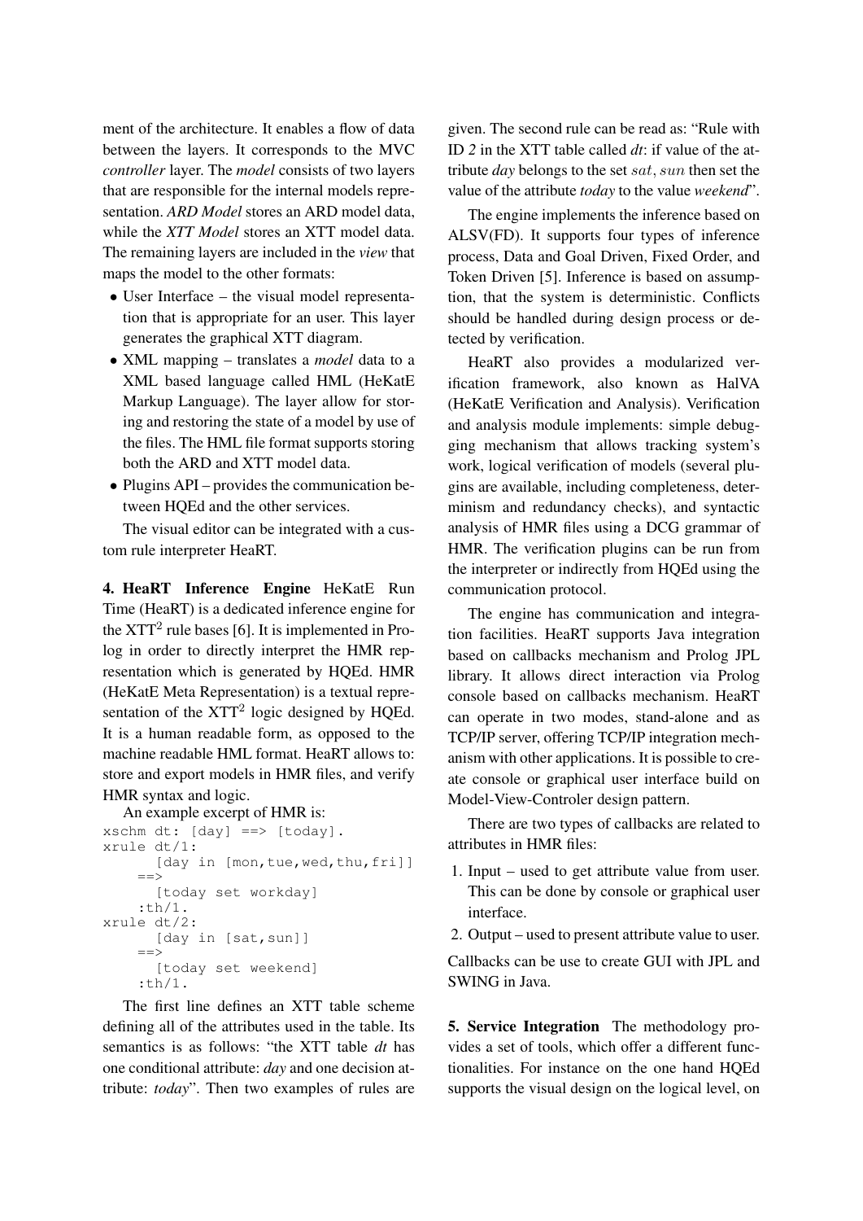ment of the architecture. It enables a flow of data between the layers. It corresponds to the MVC *controller* layer. The *model* consists of two layers that are responsible for the internal models representation. *ARD Model* stores an ARD model data, while the *XTT Model* stores an XTT model data. The remaining layers are included in the *view* that maps the model to the other formats:

- User Interface – the visual model representation that is appropriate for an user. This layer generates the graphical XTT diagram.
- XML mapping – translates a *model* data to a XML based language called HML (HeKatE Markup Language). The layer allow for storing and restoring the state of a model by use of the files. The HML file format supports storing both the ARD and XTT model data.
- Plugins API – provides the communication between HQEd and the other services.

The visual editor can be integrated with a custom rule interpreter HeaRT.

**4. HeaRT Inference Engine** HeKatE Run Time (HeaRT) is a dedicated inference engine for the XTT$^2$ rule bases [6]. It is implemented in Prolog in order to directly interpret the HMR representation which is generated by HQEd. HMR (HeKatE Meta Representation) is a textual representation of the XTT$^2$ logic designed by HQEd. It is a human readable form, as opposed to the machine readable HML format. HeaRT allows to: store and export models in HMR files, and verify HMR syntax and logic.

An example excerpt of HMR is:

```
xschm dt: [day] ==> [today].
xrule dt/1:
      [day in [mon,tue,wed,thu,fri]]
    ==>
      [today set workday]
    :th/1.
xrule dt/2:
      [day in [sat,sun]]
    ==>
      [today set weekend]
    :th/1.
```

The first line defines an XTT table scheme defining all of the attributes used in the table. Its semantics is as follows: "the XTT table *dt* has one conditional attribute: *day* and one decision attribute: *today*". Then two examples of rules are given. The second rule can be read as: "Rule with ID *2* in the XTT table called *dt*: if value of the attribute *day* belongs to the set $sat, sun$ then set the value of the attribute *today* to the value *weekend*".

The engine implements the inference based on ALSV(FD). It supports four types of inference process, Data and Goal Driven, Fixed Order, and Token Driven [5]. Inference is based on assumption, that the system is deterministic. Conflicts should be handled during design process or detected by verification.

HeaRT also provides a modularized verification framework, also known as HalVA (HeKatE Verification and Analysis). Verification and analysis module implements: simple debugging mechanism that allows tracking system's work, logical verification of models (several plugins are available, including completeness, determinism and redundancy checks), and syntactic analysis of HMR files using a DCG grammar of HMR. The verification plugins can be run from the interpreter or indirectly from HQEd using the communication protocol.

The engine has communication and integration facilities. HeaRT supports Java integration based on callbacks mechanism and Prolog JPL library. It allows direct interaction via Prolog console based on callbacks mechanism. HeaRT can operate in two modes, stand-alone and as TCP/IP server, offering TCP/IP integration mechanism with other applications. It is possible to create console or graphical user interface build on Model-View-Controler design pattern.

There are two types of callbacks are related to attributes in HMR files:

1. Input – used to get attribute value from user. This can be done by console or graphical user interface.
2. Output – used to present attribute value to user.

Callbacks can be use to create GUI with JPL and SWING in Java.

**5. Service Integration** The methodology provides a set of tools, which offer a different functionalities. For instance on the one hand HQEd supports the visual design on the logical level, on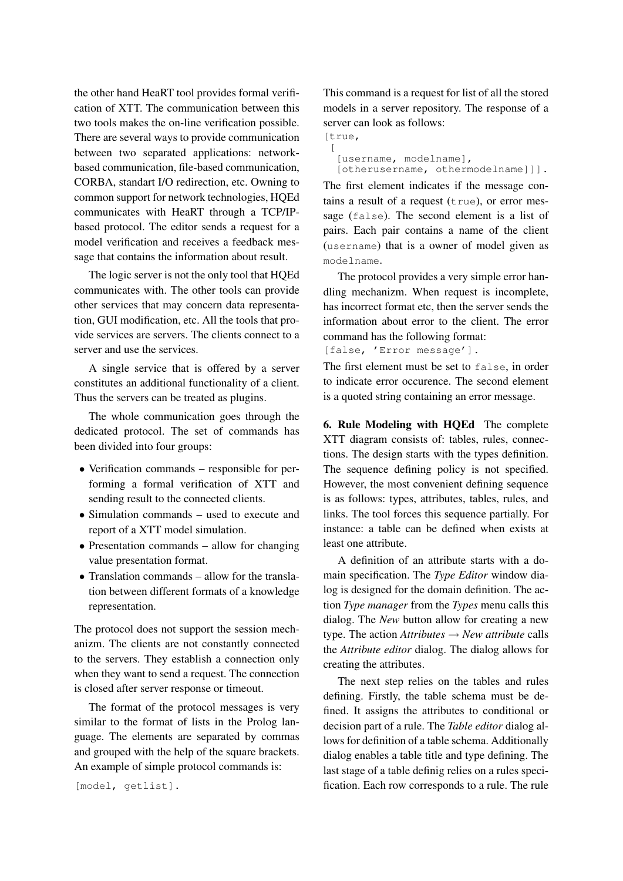the other hand HeaRT tool provides formal verification of XTT. The communication between this two tools makes the on-line verification possible. There are several ways to provide communication between two separated applications: network-based communication, file-based communication, CORBA, standart I/O redirection, etc. Owning to common support for network technologies, HQEd communicates with HeaRT through a TCP/IP-based protocol. The editor sends a request for a model verification and receives a feedback message that contains the information about result.

The logic server is not the only tool that HQEd communicates with. The other tools can provide other services that may concern data representation, GUI modification, etc. All the tools that provide services are servers. The clients connect to a server and use the services.

A single service that is offered by a server constitutes an additional functionality of a client. Thus the servers can be treated as plugins.

The whole communication goes through the dedicated protocol. The set of commands has been divided into four groups:

- Verification commands – responsible for performing a formal verification of XTT and sending result to the connected clients.
- Simulation commands – used to execute and report of a XTT model simulation.
- Presentation commands – allow for changing value presentation format.
- Translation commands – allow for the translation between different formats of a knowledge representation.

The protocol does not support the session mechanizm. The clients are not constantly connected to the servers. They establish a connection only when they want to send a request. The connection is closed after server response or timeout.

The format of the protocol messages is very similar to the format of lists in the Prolog language. The elements are separated by commas and grouped with the help of the square brackets. An example of simple protocol commands is:

```
[model, getlist].
```

This command is a request for list of all the stored models in a server repository. The response of a server can look as follows:

```
[true,
 [
  [username, modelname],
  [otherusername, othermodelname]]].
```

The first element indicates if the message contains a result of a request (`true`), or error message (`false`). The second element is a list of pairs. Each pair contains a name of the client (`username`) that is a owner of model given as `modelname`.

The protocol provides a very simple error handling mechanizm. When request is incomplete, has incorrect format etc, then the server sends the information about error to the client. The error command has the following format:

```
[false, 'Error message'].
```

The first element must be set to `false`, in order to indicate error occurence. The second element is a quoted string containing an error message.

**6. Rule Modeling with HQEd** The complete XTT diagram consists of: tables, rules, connections. The design starts with the types definition. The sequence defining policy is not specified. However, the most convenient defining sequence is as follows: types, attributes, tables, rules, and links. The tool forces this sequence partially. For instance: a table can be defined when exists at least one attribute.

A definition of an attribute starts with a domain specification. The *Type Editor* window dialog is designed for the domain definition. The action *Type manager* from the *Types* menu calls this dialog. The *New* button allow for creating a new type. The action *Attributes* → *New attribute* calls the *Attribute editor* dialog. The dialog allows for creating the attributes.

The next step relies on the tables and rules defining. Firstly, the table schema must be defined. It assigns the attributes to conditional or decision part of a rule. The *Table editor* dialog allows for definition of a table schema. Additionally dialog enables a table title and type defining. The last stage of a table definig relies on a rules specification. Each row corresponds to a rule. The rule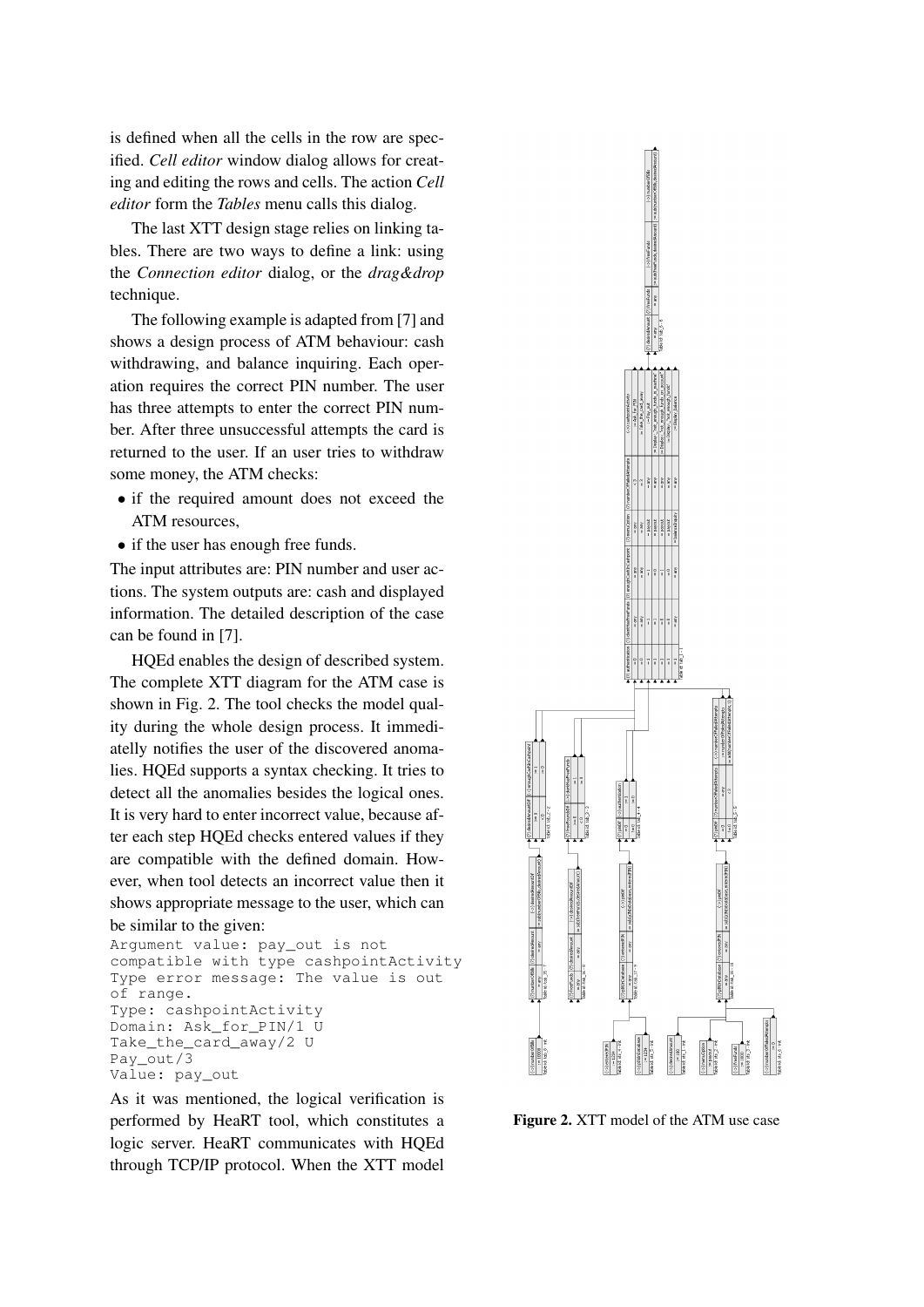is defined when all the cells in the row are specified. *Cell editor* window dialog allows for creating and editing the rows and cells. The action *Cell editor* form the *Tables* menu calls this dialog.

The last XTT design stage relies on linking tables. There are two ways to define a link: using the *Connection editor* dialog, or the *drag&drop* technique.

The following example is adapted from [7] and shows a design process of ATM behaviour: cash withdrawing, and balance inquiring. Each operation requires the correct PIN number. The user has three attempts to enter the correct PIN number. After three unsuccessful attempts the card is returned to the user. If an user tries to withdraw some money, the ATM checks:

- if the required amount does not exceed the ATM resources,
- if the user has enough free funds.

The input attributes are: PIN number and user actions. The system outputs are: cash and displayed information. The detailed description of the case can be found in [7].

HQEd enables the design of described system. The complete XTT diagram for the ATM case is shown in Fig. 2. The tool checks the model quality during the whole design process. It immediatelly notifies the user of the discovered anomalies. HQEd supports a syntax checking. It tries to detect all the anomalies besides the logical ones. It is very hard to enter incorrect value, because after each step HQEd checks entered values if they are compatible with the defined domain. However, when tool detects an incorrect value then it shows appropriate message to the user, which can be similar to the given:

```
Argument value: pay_out is not
compatible with type cashpointActivity
Type error message: The value is out
of range.
Type: cashpointActivity
Domain: Ask_for_PIN/1 U
Take_the_card_away/2 U
Pay_out/3
Value: pay_out
```

As it was mentioned, the logical verification is performed by HeaRT tool, which constitutes a logic server. HeaRT communicates with HQEd through TCP/IP protocol. When the XTT model

**Figure 2.** XTT model of the ATM use case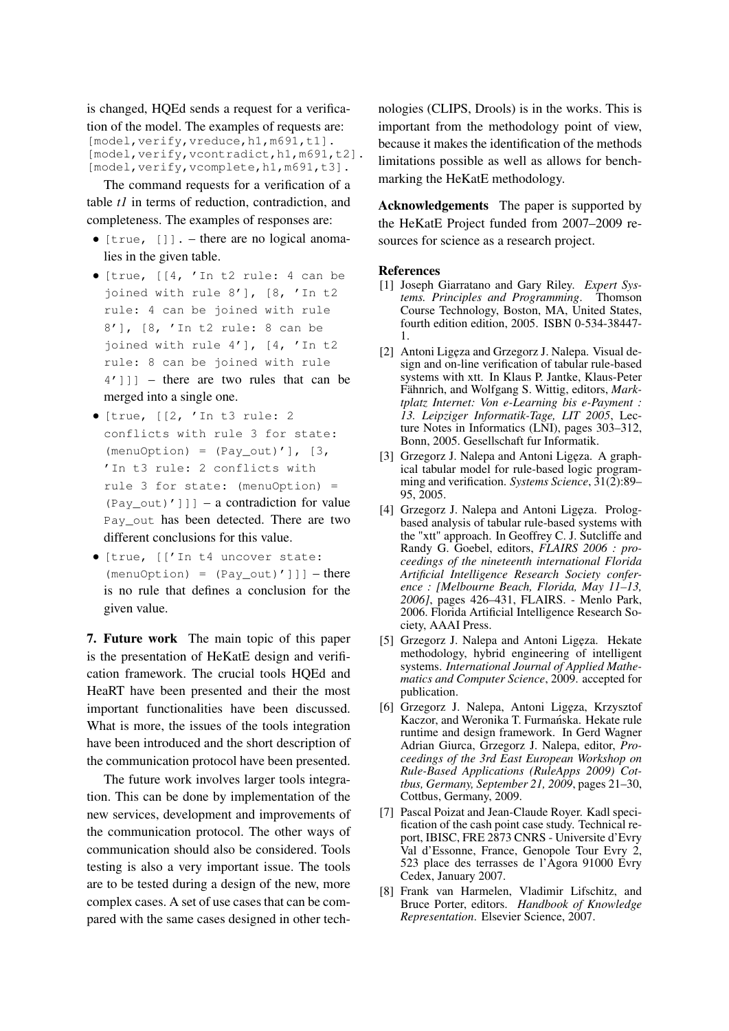is changed, HQEd sends a request for a verification of the model. The examples of requests are:

```
[model,verify,vreduce,h1,m691,t1].
[model,verify,vcontradict,h1,m691,t2].
[model,verify,vcomplete,h1,m691,t3].
```

The command requests for a verification of a table *t1* in terms of reduction, contradiction, and completeness. The examples of responses are:

- `[true, []].` – there are no logical anomalies in the given table.
- `[true, [[4, 'In t2 rule: 4 can be joined with rule 8'], [8, 'In t2 rule: 4 can be joined with rule 8'], [8, 'In t2 rule: 8 can be joined with rule 4'], [4, 'In t2 rule: 8 can be joined with rule 4']]]` – there are two rules that can be merged into a single one.
- `[true, [[2, 'In t3 rule: 2 conflicts with rule 3 for state: (menuOption) = (Pay_out)'], [3, 'In t3 rule: 2 conflicts with rule 3 for state: (menuOption) = (Pay_out)']]]` – a contradiction for value `Pay_out` has been detected. There are two different conclusions for this value.
- `[true, [['In t4 uncover state: (menuOption) = (Pay_out)']]]` – there is no rule that defines a conclusion for the given value.

**7. Future work** The main topic of this paper is the presentation of HeKatE design and verification framework. The crucial tools HQEd and HeaRT have been presented and their the most important functionalities have been discussed. What is more, the issues of the tools integration have been introduced and the short description of the communication protocol have been presented.

The future work involves larger tools integration. This can be done by implementation of the new services, development and improvements of the communication protocol. The other ways of communication should also be considered. Tools testing is also a very important issue. The tools are to be tested during a design of the new, more complex cases. A set of use cases that can be compared with the same cases designed in other technologies (CLIPS, Drools) is in the works. This is important from the methodology point of view, because it makes the identification of the methods limitations possible as well as allows for benchmarking the HeKatE methodology.

**Acknowledgements** The paper is supported by the HeKatE Project funded from 2007–2009 resources for science as a research project.

## References

[1] Joseph Giarratano and Gary Riley. *Expert Systems. Principles and Programming*. Thomson Course Technology, Boston, MA, United States, fourth edition edition, 2005. ISBN 0-534-38447-1.

[2] Antoni Ligęza and Grzegorz J. Nalepa. Visual design and on-line verification of tabular rule-based systems with xtt. In Klaus P. Jantke, Klaus-Peter Fähnrich, and Wolfgang S. Wittig, editors, *Marktplatz Internet: Von e-Learning bis e-Payment : 13. Leipziger Informatik-Tage, LIT 2005*, Lecture Notes in Informatics (LNI), pages 303–312, Bonn, 2005. Gesellschaft fur Informatik.

[3] Grzegorz J. Nalepa and Antoni Ligęza. A graphical tabular model for rule-based logic programming and verification. *Systems Science*, 31(2):89–95, 2005.

[4] Grzegorz J. Nalepa and Antoni Ligęza. Prolog-based analysis of tabular rule-based systems with the "xtt" approach. In Geoffrey C. J. Sutcliffe and Randy G. Goebel, editors, *FLAIRS 2006 : proceedings of the nineteenth international Florida Artificial Intelligence Research Society conference : [Melbourne Beach, Florida, May 11–13, 2006]*, pages 426–431, FLAIRS. - Menlo Park, 2006. Florida Artificial Intelligence Research Society, AAAI Press.

[5] Grzegorz J. Nalepa and Antoni Ligęza. Hekate methodology, hybrid engineering of intelligent systems. *International Journal of Applied Mathematics and Computer Science*, 2009. accepted for publication.

[6] Grzegorz J. Nalepa, Antoni Ligęza, Krzysztof Kaczor, and Weronika T. Furmańska. Hekate rule runtime and design framework. In Gerd Wagner Adrian Giurca, Grzegorz J. Nalepa, editor, *Proceedings of the 3rd East European Workshop on Rule-Based Applications (RuleApps 2009) Cottbus, Germany, September 21, 2009*, pages 21–30, Cottbus, Germany, 2009.

[7] Pascal Poizat and Jean-Claude Royer. Kadl specification of the cash point case study. Technical report, IBISC, FRE 2873 CNRS - Universite d'Evry Val d'Essonne, France, Genopole Tour Evry 2, 523 place des terrasses de l'Agora 91000 Evry Cedex, January 2007.

[8] Frank van Harmelen, Vladimir Lifschitz, and Bruce Porter, editors. *Handbook of Knowledge Representation*. Elsevier Science, 2007.